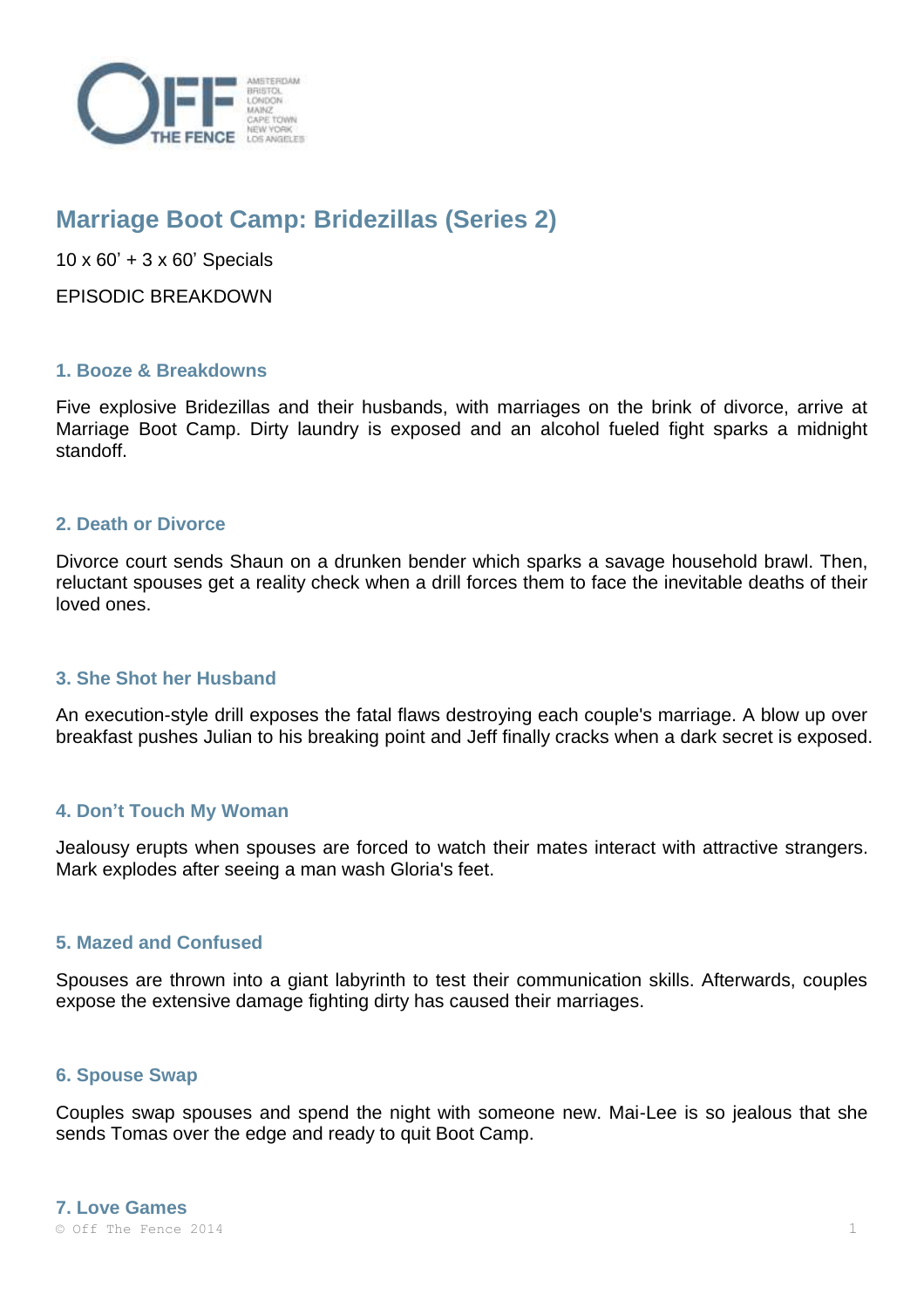# Marriage Boot Camp: Bridezillas (Series 2)

10 x 60' + 3 x 60' Specials

EPISODIC BREAKDOWN

### 1. Booze & Breakdowns

Five explosive Bridezillas and their husbands, with marriages on the brink of divorce, arrive at Marriage Boot Camp. Dirty laundry is exposed and an alcohol fueled fight sparks a midnight standoff.

### 2. Death or Divorce

Divorce court sends Shaun on a drunken bender which sparks a savage household brawl. Then, reluctant spouses get a reality check when a drill forces them to face the inevitable deaths of their loved ones.

### 3. She Shot her Husband

An execution-style drill exposes the fatal flaws destroying each couple's marriage. A blow up over breakfast pushes Julian to his breaking point and Jeff finally cracks when a dark secret is exposed.

### 4. Don't Touch My Woman

Jealousy erupts when spouses are forced to watch their mates interact with attractive strangers. Mark explodes after seeing a man wash Gloria's feet.

### 5. Mazed and Confused

Spouses are thrown into a giant labyrinth to test their communication skills. Afterwards, couples expose the extensive damage fighting dirty has caused their marriages.

### 6. Spouse Swap

Couples swap spouses and spend the night with someone new. Mai-Lee is so jealous that she sends Tomas over the edge and ready to quit Boot Camp.

### 7. Love Games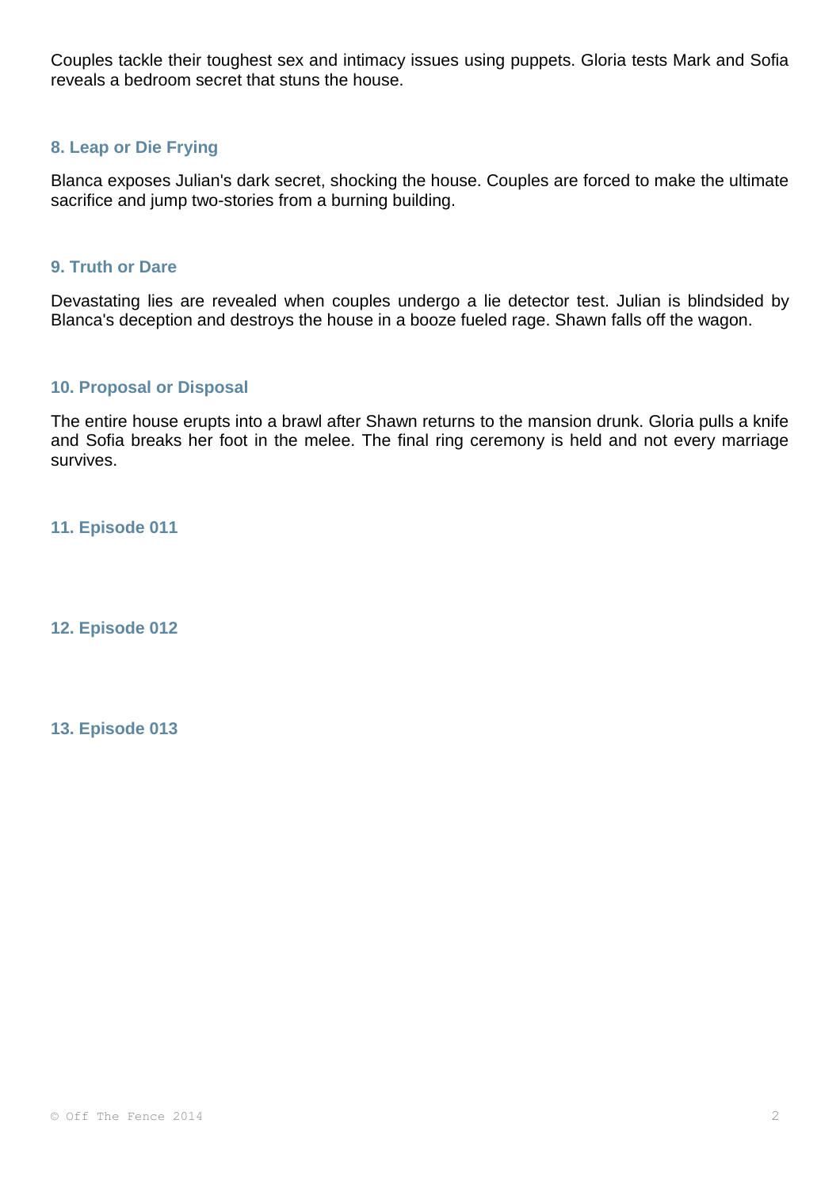Couples tackle their toughest sex and intimacy issues using puppets. Gloria tests Mark and Sofia reveals a bedroom secret that stuns the house.

### 8. Leap or Die Frying

Blanca exposes Julian's dark secret, shocking the house. Couples are forced to make the ultimate sacrifice and jump two-stories from a burning building.

### 9. Truth or Dare

Devastating lies are revealed when couples undergo a lie detector test. Julian is blindsided by Blanca's deception and destroys the house in a booze fueled rage. Shawn falls off the wagon.

### 10. Proposal or Disposal

The entire house erupts into a brawl after Shawn returns to the mansion drunk. Gloria pulls a knife and Sofia breaks her foot in the melee. The final ring ceremony is held and not every marriage survives.

### 11. Episode 011

### 12. Episode 012

### 13. Episode 013

© Off The Fence 2014